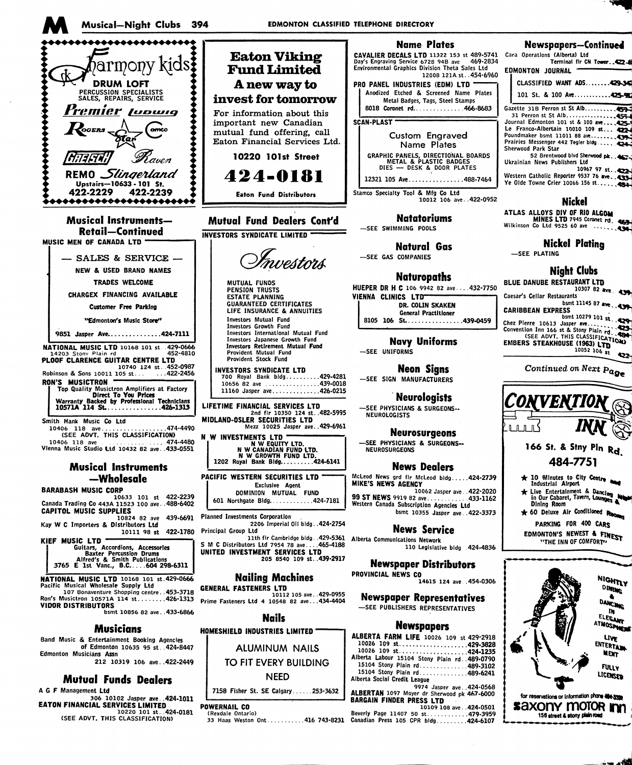**Harmony kids**
**DRUM LOFT**
PERCUSSION SPECIALISTS
SALES, REPAIRS, SERVICE
Premier Ludwig
Rogers Star Camco
Gretsch Raven
REMO Slingerland
Upstairs—10633 - 101 St.
422-2229 422-2239

## Musical Instruments—Retail—Continued

MUSIC MEN OF CANADA LTD
— SALES & SERVICE —
NEW & USED BRAND NAMES
TRADES WELCOME
CHARGEX FINANCING AVAILABLE
Customer Free Parking
"Edmonton's Music Store"
9851 Jasper Ave...............424-7111

NATIONAL MUSIC LTD 10168 101 st..429-0666
14203 Stony Plain rd 452-4810
PLOOF CLARENCE GUITAR CENTRE LTD
10740 124 st..452-0987
Robinson & Sons 10011 105 st... ...422-2456
RON'S MUSICTRON
Top Quality Musictron Amplifiers at Factory Direct To You Prices
Warranty Backed by Professional Technicians
10571A 114 St...............426-1313
Smith Hank Music Co Ltd
10406 118 ave..................474-4490
(SEE ADVT. THIS CLASSIFICATION)
10406 118 ave ...............474-4480
Vienna Music Studio Ltd 10432 82 ave..433-0551

## Musical Instruments—Wholesale

BARABASH MUSIC CORP
10633 101 st 422-2239
Canada Trading Co 443A 11523 100 ave..488-6402
CAPITOL MUSIC SUPPLIES
10824 82 ave 439-6691
Kay W C Importers & Distributors Ltd
10111 98 st 422-1780
KIEF MUSIC LTD
Guitars, Accordions, Accessories
Baxter Percussion Drums
Alfred's & Smith Publications
3765 E 1st Vanc., B.C.....604 298-6311
NATIONAL MUSIC LTD 10168 101 st.429-0666
Pacific Musical Wholesale Supply Ltd
107 Bonaventure Shopping centre..453-3718
Ron's Musictron 10571A 114 st........426-1313
VIDOR DISTRIBUTORS
bsmt 10856 82 ave..433-6866

## Musicians

Band Music & Entertainment Booking Agencies of Edmonton 10635 95 st..424-8447
Edmonton Musicians Assn
212 10319 106 ave..422-2449

## Mutual Funds Dealers

A G F Management Ltd
306 10102 Jasper ave..424-1011
EATON FINANCIAL SERVICES LIMITED
10220 101 st..424-0181
(SEE ADVT. THIS CLASSIFICATION)

**Eaton Viking Fund Limited**
**A new way to invest for tomorrow**
For information about this important new Canadian mutual fund offering, call Eaton Financial Services Ltd.
**10220 101st Street**
**424-0181**
Eaton Fund Distributors

## Mutual Fund Dealers Cont'd

INVESTORS SYNDICATE LIMITED
*Investors*
MUTUAL FUNDS
PENSION TRUSTS
ESTATE PLANNING
GUARANTEED CERTIFICATES
LIFE INSURANCE & ANNUITIES
Investors Mutual Fund
Investors Growth Fund
Investors International Mutual Fund
Investors Japanese Growth Fund
Investors Retirement Mutual Fund
Provident Mutual Fund
Provident Stock Fund
INVESTORS SYNDICATE LTD
700 Royal Bank bldg..........429-4281
10656 82 ave ...............439-0018
11160 Jasper ave.............426-0215

LIFETIME FINANCIAL SERVICES LTD
2nd flr 10350 124 st..482-5995
MIDLAND-OSLER SECURITIES LTD
Mezz 10025 Jasper ave..429-6961
N W INVESTMENTS LTD
N W EQUITY LTD.
N W CANADIAN FUND LTD.
N W GROWTH FUND LTD.
1202 Royal Bank Bldg..........424-6141
PACIFIC WESTERN SECURITIES LTD
Exclusive Agent
DOMINION MUTUAL FUND
601 Northgate Bldg............424-7181
Planned Investments Corporation
2206 Imperial Oil bldg..424-2754
Principal Group Ltd
11th flr Cambridge bldg..429-5361
S M C Distributors Ltd 7954 78 ave....465-4188
UNITED INVESTMENT SERVICES LTD
205 8540 109 st..439-2917

## Nailing Machines

GENERAL FASTENERS LTD
10112 105 ave..429-0955
Prime Fasteners Ltd 4 10548 82 ave...434-4404

## Nails

HOMESHIELD INDUSTRIES LIMITED
ALUMINUM NAILS
TO FIT EVERY BUILDING NEED
7158 Fisher St. SE Calgary......253-3632

POWERNAIL CO
(Rexdale Ontario)
33 Haas Weston Ont...........416 743-8231

## Name Plates

CAVALIER DECALS LTD 11322 153 st 489-5741
Day's Engraving Service 6728 94B ave 469-2834
Environmental Graphics Division Theta Sales Ltd
12008 121A st..454-6960
PRO PANEL INDUSTRIES (EDM) LTD
Anodized Etched & Screened Name Plates
Metal Badges, Tags, Steel Stamps
8018 Coronet rd..............466-8683
SCAN-PLAST
Custom Engraved Name Plates
GRAPHIC PANELS, DIRECTIONAL BOARDS
METAL & PLASTIC BADGES
DIES — DESK & DOOR PLATES
12321 105 Ave................488-7464
Stamco Specialty Tool & Mfg Co Ltd
10012 106 ave..422-0952

## Natatoriums

—SEE SWIMMING POOLS

## Natural Gas

—SEE GAS COMPANIES

## Naturopaths

HUEPER DR H C 106 9942 82 ave....432-7750
VIENNA CLINICS LTD
DR. COLIN SKAKEN
General Practitioner
8105 106 St................439-0459

## Navy Uniforms

—SEE UNIFORMS

## Neon Signs

—SEE SIGN MANUFACTURERS

## Neurologists

—SEE PHYSICIANS & SURGEONS--NEUROLOGISTS

## Neurosurgeons

—SEE PHYSICIANS & SURGEONS--NEUROSURGEONS

## News Dealers

McLeod News grd flr McLeod bldg.....424-2739
MIKE'S NEWS AGENCY
10062 Jasper ave..422-2020
99 ST NEWS 9919 82 ave............433-1162
Western Canada Subscription Agencies Ltd
bsmt 10355 Jasper ave..422-3373

## News Service

Alberta Communications Network
110 Legislative bldg .424-4836

## Newspaper Distributors

PROVINCIAL NEWS CO
14615 124 ave..454-0306

## Newspaper Representatives

—SEE PUBLISHERS REPRESENTATIVES

## Newspapers

ALBERTA FARM LIFE 10026 109 st 429-2918
10026 109 st...................429-3828
10026 109 st...................424-1235
Alberta Labour 15104 Stony Plain rd..489-0790
15104 Stony Plain rd.............489-3102
15104 Stony Plain rd.............489-6241
Alberta Social Credit League
9974 Jasper ave..424-0568
ALBERTAN 1097 Moyer dr Sherwood pk 467-6000
BARGAIN FINDER PRESS LTD
10109 108 ave..424-0501
Beverly Page 11407 50 st.............479-3959
Canadian Press 105 CPR bldg.........424-6107

## Newspapers—Continued

Cara Operations (Alberta) Ltd
Terminal flr CN Tower..422-8
EDMONTON JOURNAL
CLASSIFIED WANT ADS........429-34
101 St. & 100 Ave............425-92
Gazette 31B Perron st St Alb..........459-
31 Perron st St Alb................459-
Journal Edmonton 101 st & 100 ave...425-
Le Franco-Albertain 10010 109 st....422-
Poundmaker bsmt 11011 88 ave.......439-
Prairies Messenger 442 Tegler bldg.....424-
Sherwood Park Star
52 Brentwood blvd Sherwood pk..467-
Ukrainian News Publishers Ltd
10967 97 st..422-
Western Catholic Reporter 9537 76 ave..433-
Ye Olde Towne Crier 10066 156 st......484-

## Nickel

ATLAS ALLOYS DIV OF RIO ALGOM MINES LTD 7945 Coronet rd. 469-
Wilkinson Co Ltd 9525 60 ave .......434-

## Nickel Plating

—SEE PLATING

## Night Clubs

BLUE DANUBE RESTAURANT LTD
10307 82 ave 439-
Caesar's Cellar Restaurants
bsmt 11145 87 ave..439-
CARIBBEAN EXPRESS
bsmt 10279 101 st..429-
Chez Pierre 10613 Jasper ave.........425-
Convention Inn 166 st & Stony Plain rd..484-
(SEE ADVT. THIS CLASSIFICATION)
EMBERS STEAKHOUSE (1963) LTD
10052 106 st 422-

*Continued on Next Page*

**CONVENTION INN**
166 St. & Stny Pln Rd.
484-7751
★ 10 Minutes to City Centre and Industrial Airport
★ Live Entertainment & Dancing Nightly In Our Cabaret, Tavern, Lounges & Dining Room
★ 60 Deluxe Air Conditioned Rooms
PARKING FOR 400 CARS
EDMONTON'S NEWEST & FINEST
"THE INN OF COMFORT"

NIGHTLY DINING & DANCING IN ELEGANT ATMOSPHERE
LIVE ENTERTAINMENT
FULLY LICENSED
for reservations or information phone 484-5551
**saxony motor inn**
156 street & stony plain road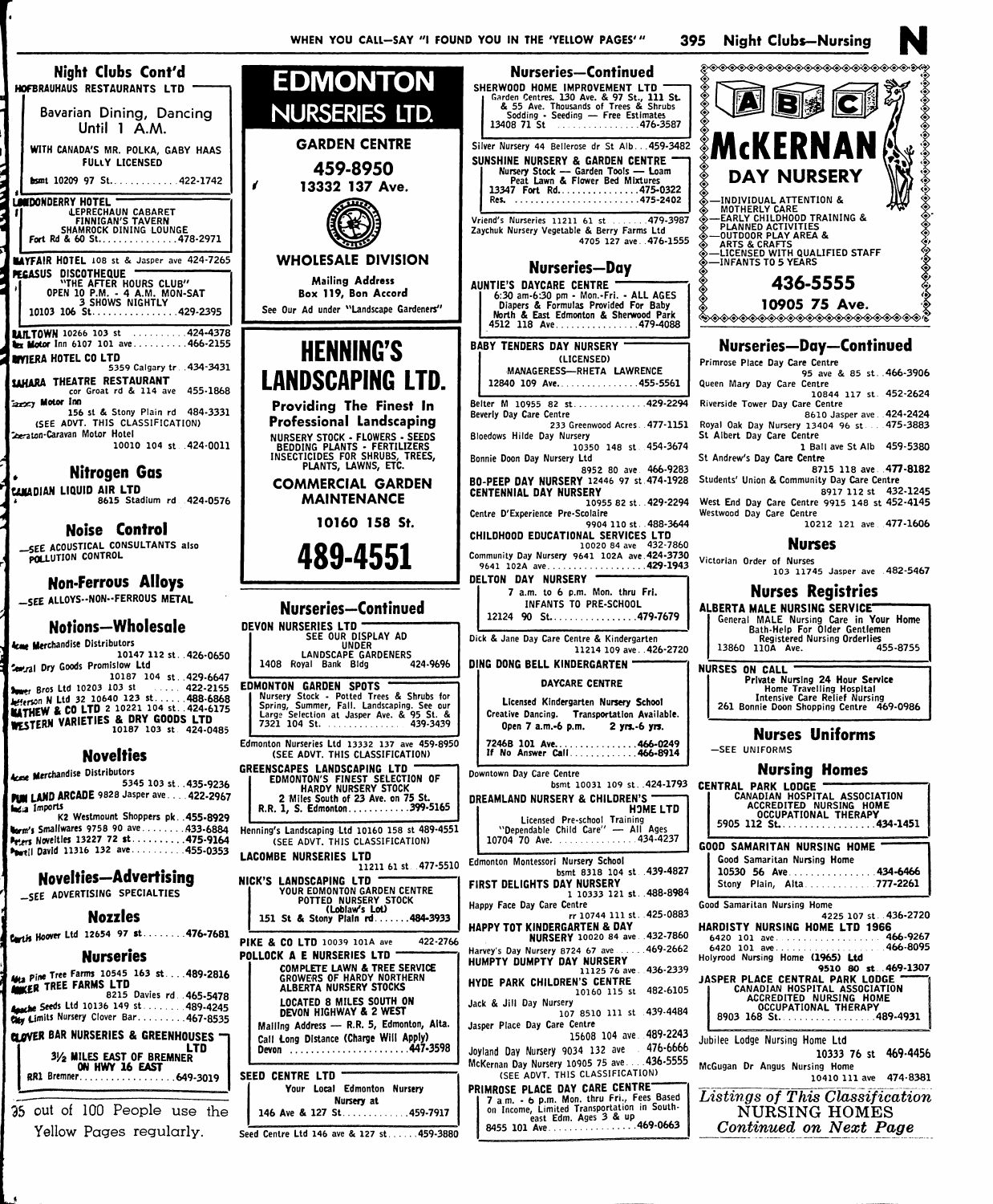## Night Clubs Cont'd

**HOFBRAUHAUS RESTAURANTS LTD**
Bavarian Dining, Dancing Until 1 A.M.
WITH CANADA'S MR. POLKA, GABY HAAS
FULLY LICENSED
bsmt 10209 97 St............422-1742

**LONDONDERRY HOTEL**
LEPRECHAUN CABARET
FINNIGAN'S TAVERN
SHAMROCK DINING LOUNGE
Fort Rd & 60 St..............478-2971

**MAYFAIR HOTEL** 108 st & Jasper ave 424-7265

**PEGASUS DISCOTHEQUE**
"THE AFTER HOURS CLUB"
OPEN 10 P.M. - 4 A.M. MON-SAT
3 SHOWS NIGHTLY
10103 106 St................429-2395

**RAILTOWN** 10266 103 st ..........424-4378
**Rex Motor** Inn 6107 101 ave..........466-2155
**RIVIERA HOTEL CO LTD** 5359 Calgary tr. 434-3431
**SAHARA THEATRE RESTAURANT** cor Groat rd & 114 ave 455-1868
**Saxony Motor Inn** 156 st & Stony Plain rd 484-3331
(SEE ADVT. THIS CLASSIFICATION)
Sheraton-Caravan Motor Hotel 10010 104 st 424-0011

## Nitrogen Gas

**CANADIAN LIQUID AIR LTD** 8615 Stadium rd 424-0576

## Noise Control

—SEE ACOUSTICAL CONSULTANTS also POLLUTION CONTROL

## Non-Ferrous Alloys

—SEE ALLOYS--NON--FERROUS METAL

## Notions—Wholesale

Acme Merchandise Distributors 10147 112 st. 426-0650
Central Dry Goods Promislow Ltd 10187 104 st. 429-6647
Dower Bros Ltd 10203 103 st ..... 422-2155
Jefferson N Ltd 32 10640 123 st..... 488-6868
**MATHEW & CO LTD** 2 10221 104 st. 424-6175
**WESTERN VARIETIES & DRY GOODS LTD** 10187 103 st 424-0485

## Novelties

Acme Merchandise Distributors 5345 103 st. 435-9236
**FUN LAND ARCADE** 9828 Jasper ave.... 422-2967
India Imports K2 Westmount Shoppers pk. 455-8929
Norm's Smallwares 9758 90 ave........ 433-6884
Peters Novelties 13227 72 st.......... 475-9164
Powell David 11316 132 ave.......... 455-0353

## Novelties—Advertising

—SEE ADVERTISING SPECIALTIES

## Nozzles

Curtis Hoover Ltd 12654 97 st........ 476-7681

## Nurseries

Alta Pine Tree Farms 10545 163 st.... 489-2816
**AMKER TREE FARMS LTD** 8215 Davies rd. 465-5478
Apache Seeds Ltd 10136 149 st ....... 489-4245
City Limits Nursery Clover Bar......... 467-8535

**CLOVER BAR NURSERIES & GREENHOUSES LTD**
3½ MILES EAST OF BREMNER ON HWY 16 EAST
RR1 Bremner.................. 649-3019

35 out of 100 People use the Yellow Pages regularly.

---

**EDMONTON NURSERIES LTD.**
GARDEN CENTRE
459-8950
13332 137 Ave.
WHOLESALE DIVISION
Mailing Address
Box 119, Bon Accord
See Our Ad under "Landscape Gardeners"

---

**HENNING'S LANDSCAPING LTD.**
Providing The Finest In Professional Landscaping
NURSERY STOCK • FLOWERS • SEEDS
BEDDING PLANTS • FERTILIZERS
INSECTICIDES FOR SHRUBS, TREES, PLANTS, LAWNS, ETC.
COMMERCIAL GARDEN MAINTENANCE
10160 158 St.
489-4551

---

## Nurseries—Continued

**DEVON NURSERIES LTD**
SEE OUR DISPLAY AD UNDER LANDSCAPE GARDENERS
1408 Royal Bank Bldg 424-9696

**EDMONTON GARDEN SPOTS**
Nursery Stock - Potted Trees & Shrubs for Spring, Summer, Fall. Landscaping. See our Large Selection at Jasper Ave. & 95 St. &
7321 104 St. ............... 439-3439

Edmonton Nurseries Ltd 13332 137 ave 459-8950
(SEE ADVT. THIS CLASSIFICATION)

**GREENSCAPES LANDSCAPING LTD**
EDMONTON'S FINEST SELECTION OF HARDY NURSERY STOCK
2 Miles South of 23 Ave. on 75 St.
R.R. 1, S. Edmonton............ 399-5165

Henning's Landscaping Ltd 10160 158 st 489-4551
(SEE ADVT. THIS CLASSIFICATION)

**LACOMBE NURSERIES LTD** 11211 61 st. 477-5510

**NICK'S LANDSCAPING LTD**
YOUR EDMONTON GARDEN CENTRE
POTTED NURSERY STOCK
(Loblaw's Lot)
151 St & Stony Plain rd....... 484-3933

**PIKE & CO LTD** 10039 101A ave 422-2766

**POLLOCK A E NURSERIES LTD**
COMPLETE LAWN & TREE SERVICE
GROWERS OF HARDY NORTHERN ALBERTA NURSERY STOCKS
LOCATED 8 MILES SOUTH ON DEVON HIGHWAY & 2 WEST
Mailing Address — R.R. 5, Edmonton, Alta.
Call Long Distance (Charge Will Apply)
Devon ........................ 447-3598

**SEED CENTRE LTD**
Your Local Edmonton Nursery
Nursery at
146 Ave & 127 St............. 459-7917

Seed Centre Ltd 146 ave & 127 st...... 459-3880

## Nurseries—Continued

**SHERWOOD HOME IMPROVEMENT LTD**
Garden Centres. 130 Ave. & 97 St., 111 St. & 55 Ave. Thousands of Trees & Shrubs
Sodding - Seeding — Free Estimates
13408 71 St ............... 476-3587

Silver Nursery 44 Bellerose dr St Alb... 459-3482

**SUNSHINE NURSERY & GARDEN CENTRE**
Nursery Stock — Garden Tools — Loam
Peat Lawn & Flower Bed Mixtures
13347 Fort Rd............... 475-0322
Res. ....................... 475-2402

Vriend's Nurseries 11211 61 st ....... 479-3987
Zaychuk Nursery Vegetable & Berry Farms Ltd 4705 127 ave. 476-1555

## Nurseries—Day

**AUNTIE'S DAYCARE CENTRE**
6:30 am-6:30 pm - Mon.-Fri. - ALL AGES
Diapers & Formulas Provided For Baby
North & East Edmonton & Sherwood Park
4512 118 Ave................ 479-4088

**BABY TENDERS DAY NURSERY**
(LICENSED)
MANAGERESS—RHETA LAWRENCE
12840 109 Ave................ 455-5561

Belter M 10955 82 st............. 429-2294
Beverly Day Care Centre 233 Greenwood Acres. 477-1151
Bloedows Hilde Day Nursery 10350 148 st. 454-3674
Bonnie Doon Day Nursery Ltd 8952 80 ave 466-9283
**BO-PEEP DAY NURSERY** 12446 97 st. 474-1928
**CENTENNIAL DAY NURSERY** 10955 82 st. 429-2294
Centre D'Experience Pre-Scolaire 9904 110 st. 488-3644
**CHILDHOOD EDUCATIONAL SERVICES LTD** 10020 84 ave 432-7860
Community Day Nursery 9641 102A ave. 424-3730
9641 102A ave.................. 429-1943

**DELTON DAY NURSERY**
7 a.m. to 6 p.m. Mon. thru Fri.
INFANTS TO PRE-SCHOOL
12124 90 St................. 479-7679

Dick & Jane Day Care Centre & Kindergarten 11214 109 ave. 426-2720

**DING DONG BELL KINDERGARTEN**
DAYCARE CENTRE
Licensed Kindergarten Nursery School
Creative Dancing. Transportation Available.
Open 7 a.m.-6 p.m. 2 yrs.-6 yrs.
7246B 101 Ave................ 466-0249
If No Answer Call............ 466-8914

Downtown Day Care Centre bsmt 10031 109 st. 424-1793

**DREAMLAND NURSERY & CHILDREN'S HOME LTD**
Licensed Pre-school Training
"Dependable Child Care" — All Ages
10704 70 Ave. ............... 434-4237

Edmonton Montessori Nursery School bsmt 8318 104 st. 439-4827
**FIRST DELIGHTS DAY NURSERY** 1 10333 121 st. 488-8984
Happy Face Day Care Centre rr 10744 111 st. 425-0883
**HAPPY TOT KINDERGARTEN & DAY NURSERY** 10020 84 ave. 432-7860
Harvey's Day Nursery 8724 67 ave ..... 469-2662
**HUMPTY DUMPTY DAY NURSERY** 11125 76 ave. 436-2339
**HYDE PARK CHILDREN'S CENTRE** 10160 115 st 482-6105
Jack & Jill Day Nursery 107 8510 111 st 439-4484
Jasper Place Day Care Centre 15608 104 ave. 489-2243
Joyland Day Nursery 9034 132 ave 476-6666
McKernan Day Nursery 10905 75 ave.... 436-5555
(SEE ADVT. THIS CLASSIFICATION)

**PRIMROSE PLACE DAY CARE CENTRE**
7 a.m. - 6 p.m. Mon. thru Fri., Fees Based on Income, Limited Transportation in South-east Edm. Ages 3 & up
8455 101 Ave................. 469-0663

---

**ABC McKERNAN DAY NURSERY**
—INDIVIDUAL ATTENTION & MOTHERLY CARE
—EARLY CHILDHOOD TRAINING & PLANNED ACTIVITIES
—OUTDOOR PLAY AREA & ARTS & CRAFTS
—LICENSED WITH QUALIFIED STAFF
—INFANTS TO 5 YEARS
436-5555
10905 75 Ave.

---

## Nurseries—Day—Continued

Primrose Place Day Care Centre 95 ave & 85 st. 466-3906
Queen Mary Day Care Centre 10844 117 st. 452-2624
Riverside Tower Day Care Centre 8610 Jasper ave. 424-2424
Royal Oak Day Nursery 13404 96 st .... 475-3883
St Albert Day Care Centre 1 Ball ave St Alb 459-5380
St Andrew's Day Care Centre 8715 118 ave. 477-8182
Students' Union & Community Day Care Centre 8917 112 st 432-1245
West End Day Care Centre 9915 148 st 452-4145
Westwood Day Care Centre 10212 121 ave. 477-1606

## Nurses

Victorian Order of Nurses 103 11745 Jasper ave. 482-5467

## Nurses Registries

**ALBERTA MALE NURSING SERVICE**
General MALE Nursing Care in Your Home
Bath-Help For Older Gentlemen
Registered Nursing Orderlies
13860 110A Ave. 455-8755

**NURSES ON CALL**
Private Nursing 24 Hour Service
Home Travelling Hospital
Intensive Care Relief Nursing
261 Bonnie Doon Shopping Centre 469-0986

## Nurses Uniforms

—SEE UNIFORMS

## Nursing Homes

**CENTRAL PARK LODGE**
CANADIAN HOSPITAL ASSOCIATION ACCREDITED NURSING HOME
OCCUPATIONAL THERAPY
5905 112 St.................. 434-1451

**GOOD SAMARITAN NURSING HOME**
Good Samaritan Nursing Home
10530 56 Ave................ 434-6466
Stony Plain, Alta............ 777-2261

Good Samaritan Nursing Home 4225 107 st. 436-2720
**HARDISTY NURSING HOME LTD 1966**
6420 101 ave.................. 466-9267
6420 101 ave.................. 466-8095
Holyrood Nursing Home (1965) Ltd 9510 80 st. 469-1307

**JASPER PLACE CENTRAL PARK LODGE**
CANADIAN HOSPITAL ASSOCIATION ACCREDITED NURSING HOME
OCCUPATIONAL THERAPY
8903 168 St.................. 489-4931

Jubilee Lodge Nursing Home Ltd 10333 76 st 469-4456
McGugan Dr Angus Nursing Home 10410 111 ave 474-8381

*Listings of This Classification* NURSING HOMES *Continued on Next Page*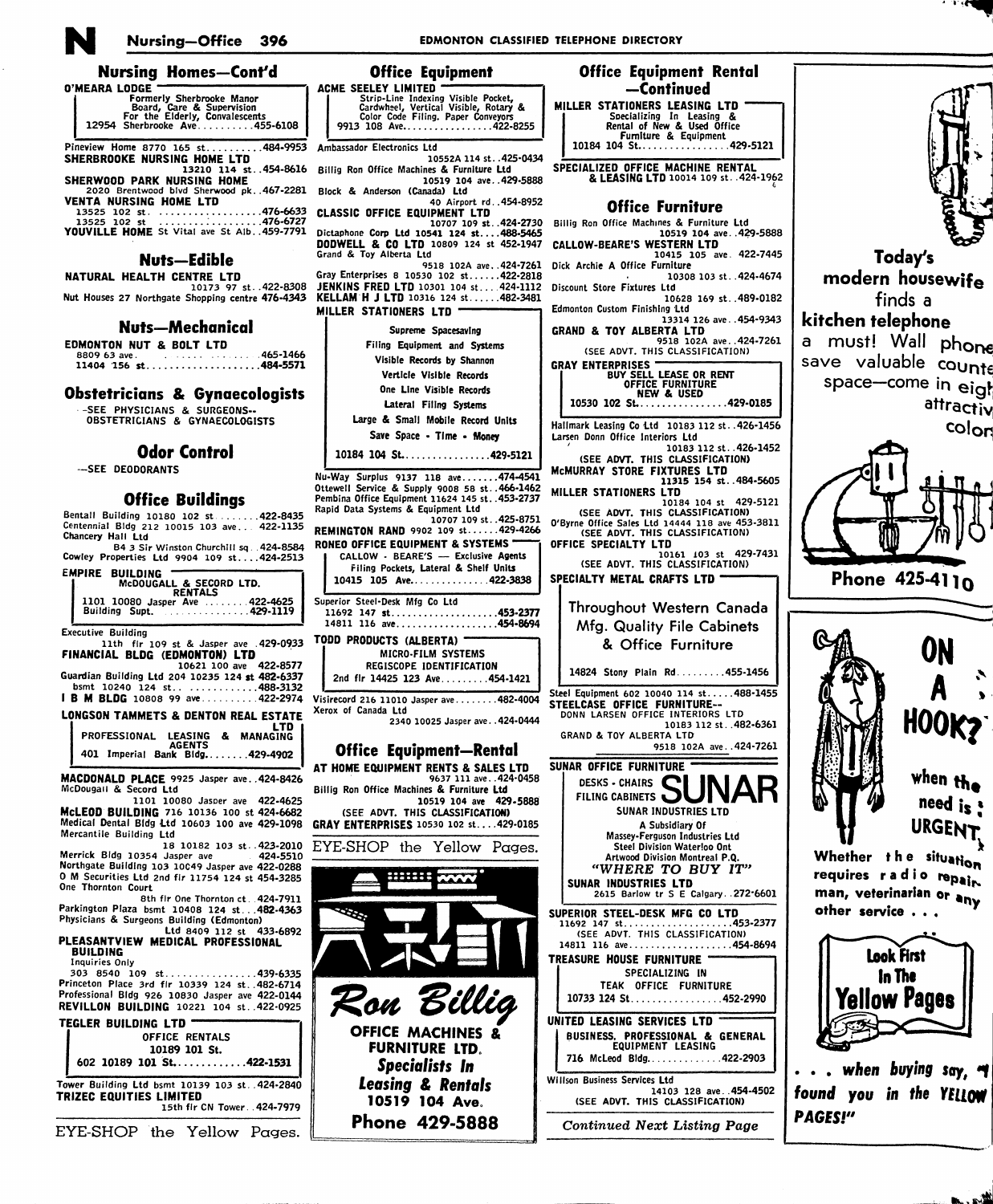## Nursing Homes—Cont'd

**O'MEARA LODGE**
Formerly Sherbrooke Manor
Board, Care & Supervision
For the Elderly, Convalescents
12954 Sherbrooke Ave..........455-6108

Pineview Home 8770 165 st..........484-9953
**SHERBROOKE NURSING HOME LTD** 13210 114 st..454-8616
**SHERWOOD PARK NURSING HOME** 2020 Brentwood blvd Sherwood pk..467-2281
**VENTA NURSING HOME LTD**
13525 102 st...................476-6633
13525 102 st...................476-6727
**YOUVILLE HOME** St Vital ave St Alb..459-7791

## Nuts—Edible

**NATURAL HEALTH CENTRE LTD** 10173 97 st..422-8308
Nut Houses 27 Northgate Shopping centre 476-4343

## Nuts—Mechanical

**EDMONTON NUT & BOLT LTD**
8809 63 ave...................465-1466
11404 156 st...................484-5571

## Obstetricians & Gynaecologists

--SEE PHYSICIANS & SURGEONS--
OBSTETRICIANS & GYNAECOLOGISTS

## Odor Control

--SEE DEODORANTS

## Office Buildings

Bentall Building 10180 102 st........422-8435
Centennial Bldg 212 10015 103 ave... 422-1135
Chancery Hall Ltd
B4 3 Sir Winston Churchill sq..424-8584
Cowley Properties Ltd 9904 109 st....424-2513

**EMPIRE BUILDING**
McDOUGALL & SECORD LTD.
RENTALS
1101 10080 Jasper Ave........422-4625
Building Supt...............429-1119

Executive Building
11th flr 109 st & Jasper ave..429-0933
**FINANCIAL BLDG (EDMONTON) LTD** 10621 100 ave 422-8577
Guardian Building Ltd 204 10235 124 st 482-6337
bsmt 10240 124 st.............488-3132
**I B M BLDG** 10808 99 ave..........422-2974
**LONGSON TAMMETS & DENTON REAL ESTATE LTD**
PROFESSIONAL LEASING & MANAGING AGENTS
401 Imperial Bank Bldg........429-4902

**MACDONALD PLACE** 9925 Jasper ave..424-8426
McDougall & Secord Ltd
1101 10080 Jasper ave 422-4625
**McLEOD BUILDING** 716 10136 100 st 424-6682
Medical Dental Bldg Ltd 10603 100 ave 429-1098
Mercantile Building Ltd
18 10182 103 st..423-2010
Merrick Bldg 10354 Jasper ave 424-5510
Northgate Building 103 10049 Jasper ave 422-0288
O M Securities Ltd 2nd flr 11754 124 st 454-3285
One Thornton Court
8th flr One Thornton ct..424-7911
Parkington Plaza bsmt 10408 124 st...482-4363
Physicians & Surgeons Building (Edmonton)
Ltd 8409 112 st 433-6892
**PLEASANTVIEW MEDICAL PROFESSIONAL BUILDING**
Inquiries Only
303 8540 109 st................439-6335
Princeton Place 3rd flr 10339 124 st..482-6714
Professional Bldg 926 10830 Jasper ave 422-0144
**REVILLON BUILDING** 10221 104 st..422-0925

**TEGLER BUILDING LTD**
OFFICE RENTALS
10189 101 St.
602 10189 101 St............422-1531

Tower Building Ltd bsmt 10139 103 st..424-2840
**TRIZEC EQUITIES LIMITED**
15th flr CN Tower..424-7979

EYE-SHOP the Yellow Pages.

## Office Equipment

**ACME SEELEY LIMITED**
Strip-Line Indexing Visible Pocket, Cardwheel, Vertical Visible, Rotary & Color Code Filing. Paper Conveyors
9913 108 Ave.................422-8255

Ambassador Electronics Ltd
10552A 114 st..425-0434
Billig Ron Office Machines & Furniture Ltd
10519 104 ave..429-5888
Block & Anderson (Canada) Ltd
40 Airport rd..454-8952
**CLASSIC OFFICE EQUIPMENT LTD** 10707 109 st..424-2730
Dictaphone Corp Ltd 10541 124 st....488-5465
**DODWELL & CO LTD** 10809 124 st 452-1947
Grand & Toy Alberta Ltd
9518 102A ave..424-7261
Gray Enterprises 8 10530 102 st......422-2818
**JENKINS FRED LTD** 10301 104 st....424-1112
**KELLAM H J LTD** 10316 124 st......482-3481

**MILLER STATIONERS LTD**
Supreme Spacesaving
Filing Equipment and Systems
Visible Records by Shannon
Verticle Visible Records
One Line Visible Records
Lateral Filing Systems
Large & Small Mobile Record Units
Save Space - Time - Money
10184 104 St................429-5121

Nu-Way Surplus 9137 118 ave.......474-4541
Ottewell Service & Supply 9008 58 st..466-1462
Pembina Office Equipment 11624 145 st..453-2737
Rapid Data Systems & Equipment Ltd
10707 109 st..425-8751
**REMINGTON RAND** 9902 109 st......429-4266

**RONEO OFFICE EQUIPMENT & SYSTEMS**
CALLOW - BEARE'S — Exclusive Agents
Filing Pockets, Lateral & Shelf Units
10415 105 Ave...............422-3838

Superior Steel-Desk Mfg Co Ltd
11692 147 st....................453-2377
14811 116 ave...................454-8694

**TODD PRODUCTS (ALBERTA)**
MICRO-FILM SYSTEMS
REGISCOPE IDENTIFICATION
2nd flr 14425 123 Ave.........454-1421

Visirecord 216 11010 Jasper ave........482-4004
Xerox of Canada Ltd
2340 10025 Jasper ave..424-0444

## Office Equipment—Rental

**AT HOME EQUIPMENT RENTS & SALES LTD** 9637 111 ave..424-0458
Billig Ron Office Machines & Furniture Ltd
10519 104 ave 429-5888
(SEE ADVT. THIS CLASSIFICATION)
**GRAY ENTERPRISES** 10530 102 st....429-0185

EYE-SHOP the Yellow Pages.

**Ron Billig**
**OFFICE MACHINES & FURNITURE LTD.**
*Specialists In Leasing & Rentals*
**10519 104 Ave.**
**Phone 429-5888**

## Office Equipment Rental —Continued

**MILLER STATIONERS LEASING LTD**
Specializing In Leasing & Rental of New & Used Office Furniture & Equipment
10184 104 St.................429-5121

**SPECIALIZED OFFICE MACHINE RENTAL & LEASING LTD** 10014 109 st..424-1962

## Office Furniture

Billig Ron Office Machines & Furniture Ltd
10519 104 ave..429-5888
**CALLOW-BEARE'S WESTERN LTD** 10415 105 ave 422-7445
Dick Archie A Office Furniture
10308 103 st..424-4674
Discount Store Fixtures Ltd
10628 169 st..489-0182
Edmonton Custom Finishing Ltd
13314 126 ave..454-9343
**GRAND & TOY ALBERTA LTD** 9518 102A ave..424-7261
(SEE ADVT. THIS CLASSIFICATION)

**GRAY ENTERPRISES**
BUY SELL LEASE OR RENT
OFFICE FURNITURE
NEW & USED
10530 102 St................429-0185

Hallmark Leasing Co Ltd 10183 112 st..426-1456
Larsen Donn Office Interiors Ltd
10183 112 st..426-1452
(SEE ADVT. THIS CLASSIFICATION)
**McMURRAY STORE FIXTURES LTD** 11315 154 st..484-5605
**MILLER STATIONERS LTD** 10184 104 st 429-5121
(SEE ADVT. THIS CLASSIFICATION)
O'Byrne Office Sales Ltd 14444 118 ave 453-3811
(SEE ADVT. THIS CLASSIFICATION)
**OFFICE SPECIALTY LTD** 10161 103 st 429-7431
(SEE ADVT. THIS CLASSIFICATION)

**SPECIALTY METAL CRAFTS LTD**
Throughout Western Canada
Mfg. Quality File Cabinets & Office Furniture
14824 Stony Plain Rd.........455-1456

Steel Equipment 602 10040 114 st.....488-1455
**STEELCASE OFFICE FURNITURE--**
DONN LARSEN OFFICE INTERIORS LTD
10183 112 st..482-6361
GRAND & TOY ALBERTA LTD
9518 102A ave..424-7261

**SUNAR OFFICE FURNITURE**
DESKS - CHAIRS
FILING CABINETS
**SUNAR**
SUNAR INDUSTRIES LTD
A Subsidiary Of
Massey-Ferguson Industries Ltd
Steel Division Waterloo Ont
Artwood Division Montreal P.Q.
*"WHERE TO BUY IT"*
**SUNAR INDUSTRIES LTD**
2615 Barlow tr S E Calgary..272-6601

**SUPERIOR STEEL-DESK MFG CO LTD**
11692 147 st...................453-2377
(SEE ADVT. THIS CLASSIFICATION)
14811 116 ave..................454-8694

**TREASURE HOUSE FURNITURE**
SPECIALIZING IN
TEAK OFFICE FURNITURE
10733 124 St.................452-2990

**UNITED LEASING SERVICES LTD**
BUSINESS, PROFESSIONAL & GENERAL EQUIPMENT LEASING
716 McLeod Bldg.............422-2903

Willson Business Services Ltd
14103 128 ave..454-4502
(SEE ADVT. THIS CLASSIFICATION)

*Continued Next Listing Page*

**Today's modern housewife finds a kitchen telephone a must! Wall phones save valuable counter space—come in eight attractive colors**

**Phone 425-4110**

**ON A HOOK?**

**when the need is URGENT,**

**Whether the situation requires radio repairman, veterinarian or any other service . . .**

**Look First In The Yellow Pages**

***. . . when buying say, "I found you in the YELLOW PAGES!"***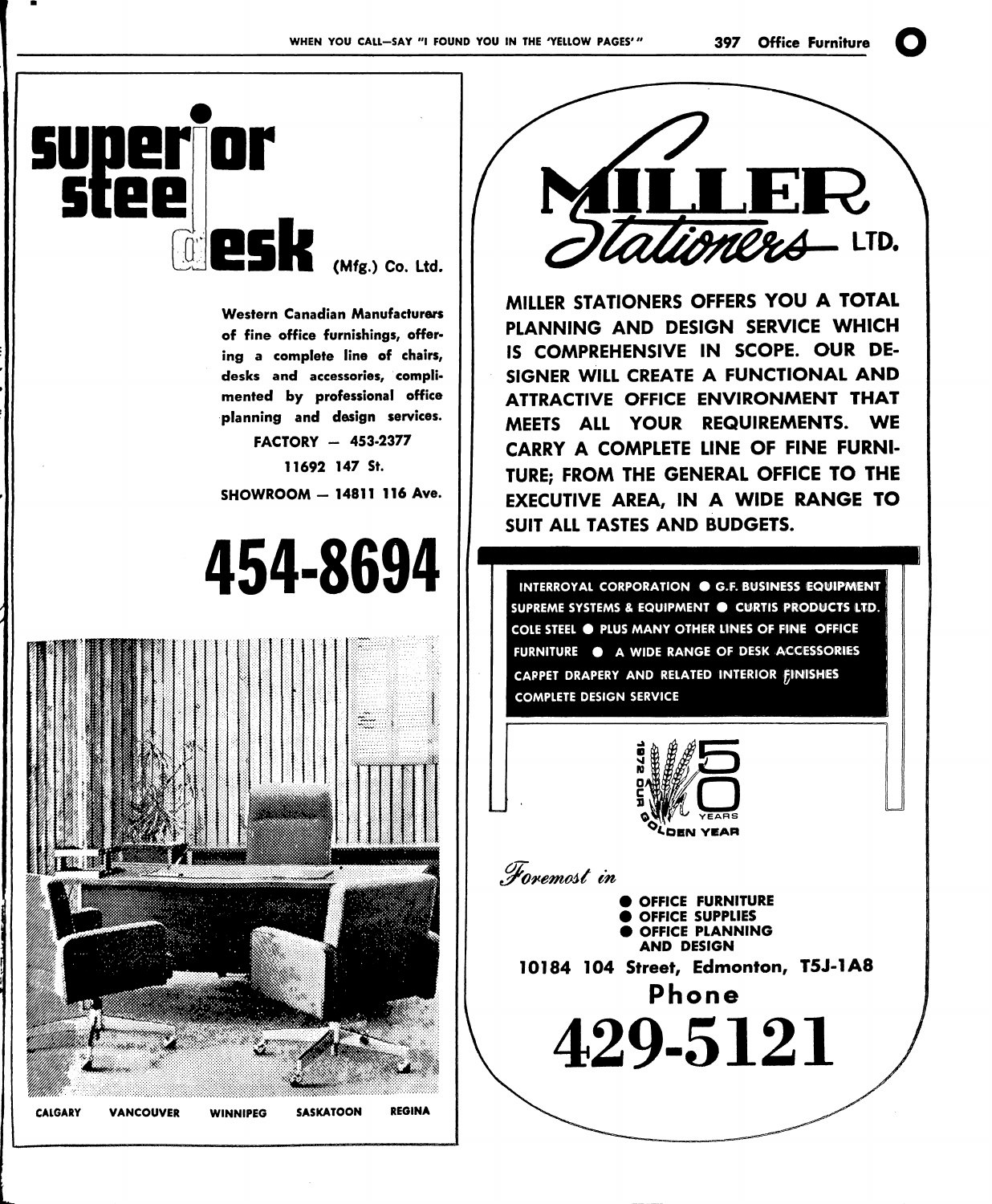# Superior Steel Desk (Mfg.) Co. Ltd.

Western Canadian Manufacturers of fine office furnishings, offering a complete line of chairs, desks and accessories, complimented by professional office planning and design services.

FACTORY — 453-2377

11692 147 St.

SHOWROOM — 14811 116 Ave.

## 454-8694

CALGARY VANCOUVER WINNIPEG SASKATOON REGINA

# Miller Stationers LTD.

MILLER STATIONERS OFFERS YOU A TOTAL PLANNING AND DESIGN SERVICE WHICH IS COMPREHENSIVE IN SCOPE. OUR DESIGNER WILL CREATE A FUNCTIONAL AND ATTRACTIVE OFFICE ENVIRONMENT THAT MEETS ALL YOUR REQUIREMENTS. WE CARRY A COMPLETE LINE OF FINE FURNITURE; FROM THE GENERAL OFFICE TO THE EXECUTIVE AREA, IN A WIDE RANGE TO SUIT ALL TASTES AND BUDGETS.

INTERROYAL CORPORATION ● G.F. BUSINESS EQUIPMENT
SUPREME SYSTEMS & EQUIPMENT ● CURTIS PRODUCTS LTD.
COLE STEEL ● PLUS MANY OTHER LINES OF FINE OFFICE FURNITURE ● A WIDE RANGE OF DESK ACCESSORIES
CAPPET DRAPERY AND RELATED INTERIOR FINISHES
COMPLETE DESIGN SERVICE

1972 OUR GOLDEN YEAR 50 YEARS

*Foremost in*

- OFFICE FURNITURE
- OFFICE SUPPLIES
- OFFICE PLANNING AND DESIGN

10184 104 Street, Edmonton, T5J-1A8

Phone

## 429-5121